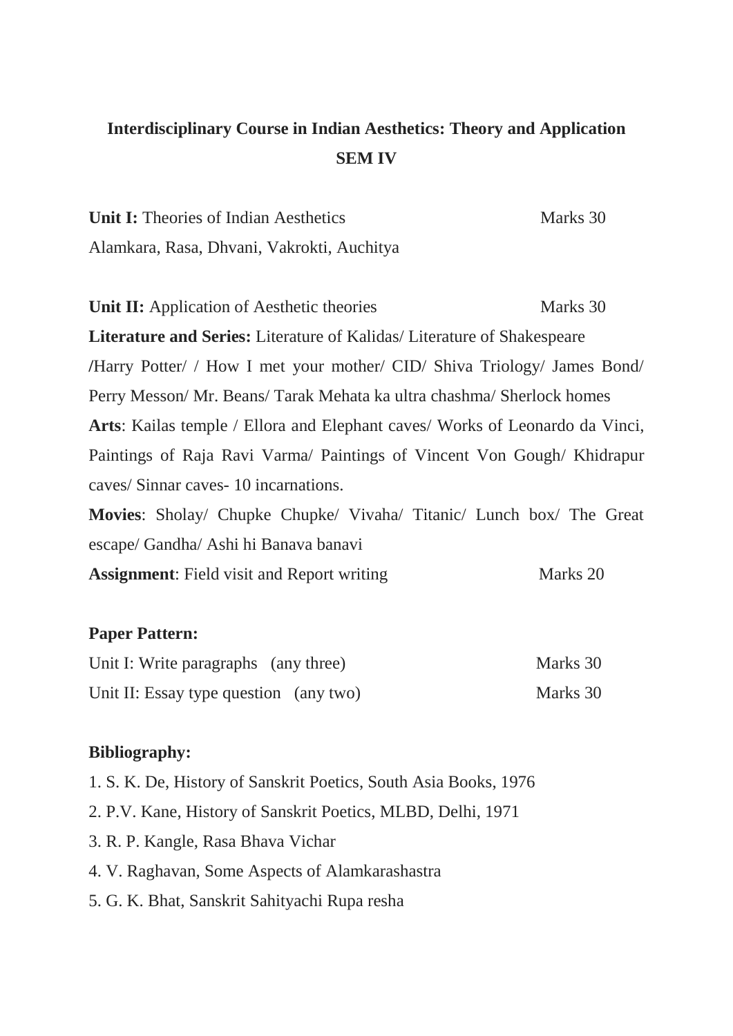# Interdisciplinary Course in Indian Aesthetics: Theory and Application

## SEM IV

**Unit I:** Theories of Indian Aesthetics Marks 30

Alamkara, Rasa, Dhvani, Vakrokti, Auchitya

**Unit II:** Application of Aesthetic theories Marks 30

**Literature and Series:** Literature of Kalidas/ Literature of Shakespeare **/**Harry Potter/ / How I met your mother/ CID/ Shiva Triology/ James Bond/ Perry Messon/ Mr. Beans/ Tarak Mehata ka ultra chashma/ Sherlock homes

**Arts**: Kailas temple / Ellora and Elephant caves/ Works of Leonardo da Vinci, Paintings of Raja Ravi Varma/ Paintings of Vincent Von Gough/ Khidrapur caves/ Sinnar caves- 10 incarnations.

**Movies**: Sholay/ Chupke Chupke/ Vivaha/ Titanic/ Lunch box/ The Great escape/ Gandha/ Ashi hi Banava banavi

**Assignment**: Field visit and Report writing Marks 20

**Paper Pattern:**

Unit I: Write paragraphs (any three) Marks 30

Unit II: Essay type question (any two) Marks 30

**Bibliography:**

1. S. K. De, History of Sanskrit Poetics, South Asia Books, 1976
2. P.V. Kane, History of Sanskrit Poetics, MLBD, Delhi, 1971
3. R. P. Kangle, Rasa Bhava Vichar
4. V. Raghavan, Some Aspects of Alamkarashastra
5. G. K. Bhat, Sanskrit Sahityachi Rupa resha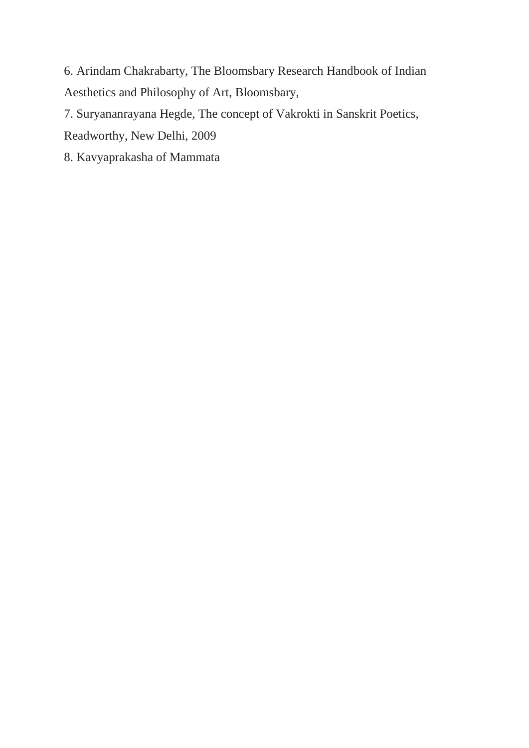6. Arindam Chakrabarty, The Bloomsbary Research Handbook of Indian Aesthetics and Philosophy of Art, Bloomsbary,

7. Suryananrayana Hegde, The concept of Vakrokti in Sanskrit Poetics, Readworthy, New Delhi, 2009

8. Kavyaprakasha of Mammata